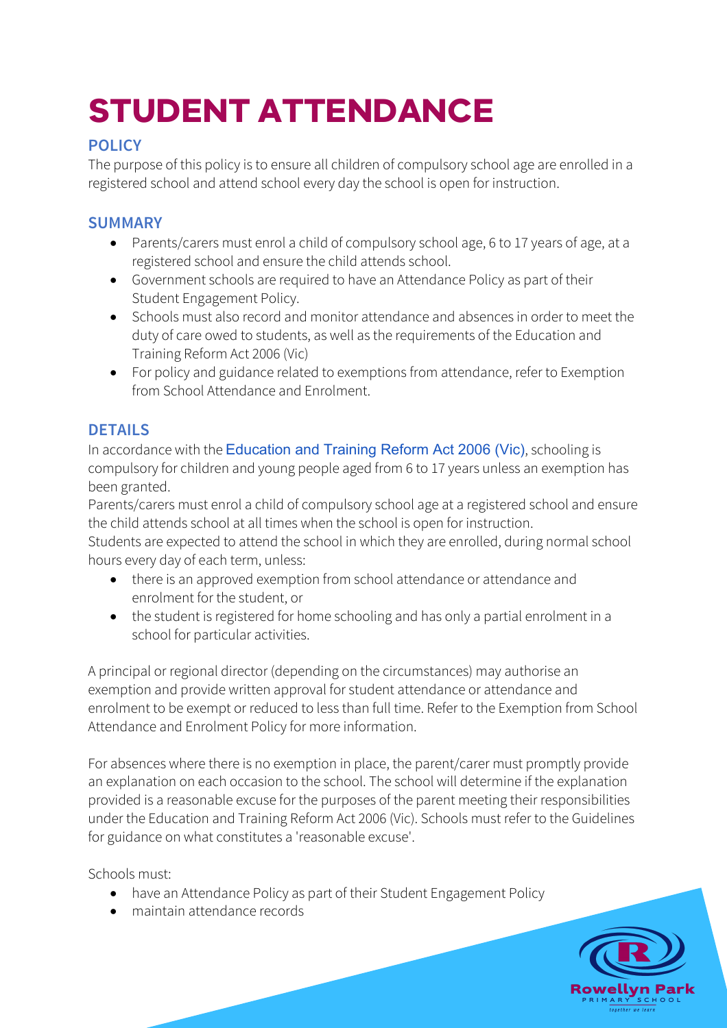# STUDENT ATTENDANCE

## POLICY

The purpose of this policy is to ensure all children of compulsory school age are enrolled in a registered school and attend school every day the school is open for instruction.

## SUMMARY

- Parents/carers must enrol a child of compulsory school age, 6 to 17 years of age, at a registered school and ensure the child attends school.
- Government schools are required to have an Attendance Policy as part of their Student Engagement Policy.
- Schools must also record and monitor attendance and absences in order to meet the duty of care owed to students, as well as the requirements of the Education and Training Reform Act 2006 (Vic)
- For policy and guidance related to exemptions from attendance, refer to Exemption from School Attendance and Enrolment.

## DETAILS

In accordance with the Education and Training Reform Act 2006 (Vic), schooling is compulsory for children and young people aged from 6 to 17 years unless an exemption has been granted.

Parents/carers must enrol a child of compulsory school age at a registered school and ensure the child attends school at all times when the school is open for instruction.

Students are expected to attend the school in which they are enrolled, during normal school hours every day of each term, unless:

- there is an approved exemption from school attendance or attendance and enrolment for the student, or
- the student is registered for home schooling and has only a partial enrolment in a school for particular activities.

A principal or regional director (depending on the circumstances) may authorise an exemption and provide written approval for student attendance or attendance and enrolment to be exempt or reduced to less than full time. Refer to the Exemption from School Attendance and Enrolment Policy for more information.

For absences where there is no exemption in place, the parent/carer must promptly provide an explanation on each occasion to the school. The school will determine if the explanation provided is a reasonable excuse for the purposes of the parent meeting their responsibilities under the Education and Training Reform Act 2006 (Vic). Schools must refer to the Guidelines for guidance on what constitutes a 'reasonable excuse'.

Schools must:

- have an Attendance Policy as part of their Student Engagement Policy
- maintain attendance records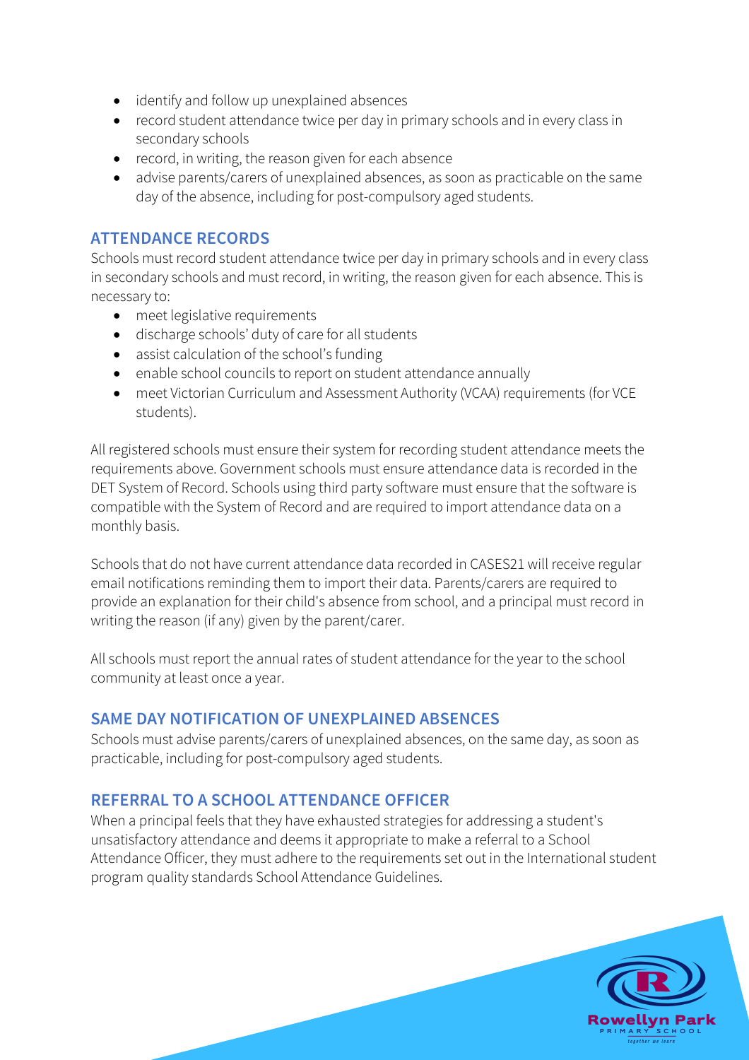- identify and follow up unexplained absences
- record student attendance twice per day in primary schools and in every class in secondary schools
- record, in writing, the reason given for each absence
- advise parents/carers of unexplained absences, as soon as practicable on the same day of the absence, including for post-compulsory aged students.

## ATTENDANCE RECORDS

Schools must record student attendance twice per day in primary schools and in every class in secondary schools and must record, in writing, the reason given for each absence. This is necessary to:

- meet legislative requirements
- discharge schools' duty of care for all students
- assist calculation of the school's funding
- enable school councils to report on student attendance annually
- meet Victorian Curriculum and Assessment Authority (VCAA) requirements (for VCE students).

All registered schools must ensure their system for recording student attendance meets the requirements above. Government schools must ensure attendance data is recorded in the DET System of Record. Schools using third party software must ensure that the software is compatible with the System of Record and are required to import attendance data on a monthly basis.

Schools that do not have current attendance data recorded in CASES21 will receive regular email notifications reminding them to import their data. Parents/carers are required to provide an explanation for their child's absence from school, and a principal must record in writing the reason (if any) given by the parent/carer.

All schools must report the annual rates of student attendance for the year to the school community at least once a year.

## SAME DAY NOTIFICATION OF UNEXPLAINED ABSENCES

Schools must advise parents/carers of unexplained absences, on the same day, as soon as practicable, including for post-compulsory aged students.

## REFERRAL TO A SCHOOL ATTENDANCE OFFICER

When a principal feels that they have exhausted strategies for addressing a student's unsatisfactory attendance and deems it appropriate to make a referral to a School Attendance Officer, they must adhere to the requirements set out in the International student program quality standards School Attendance Guidelines.